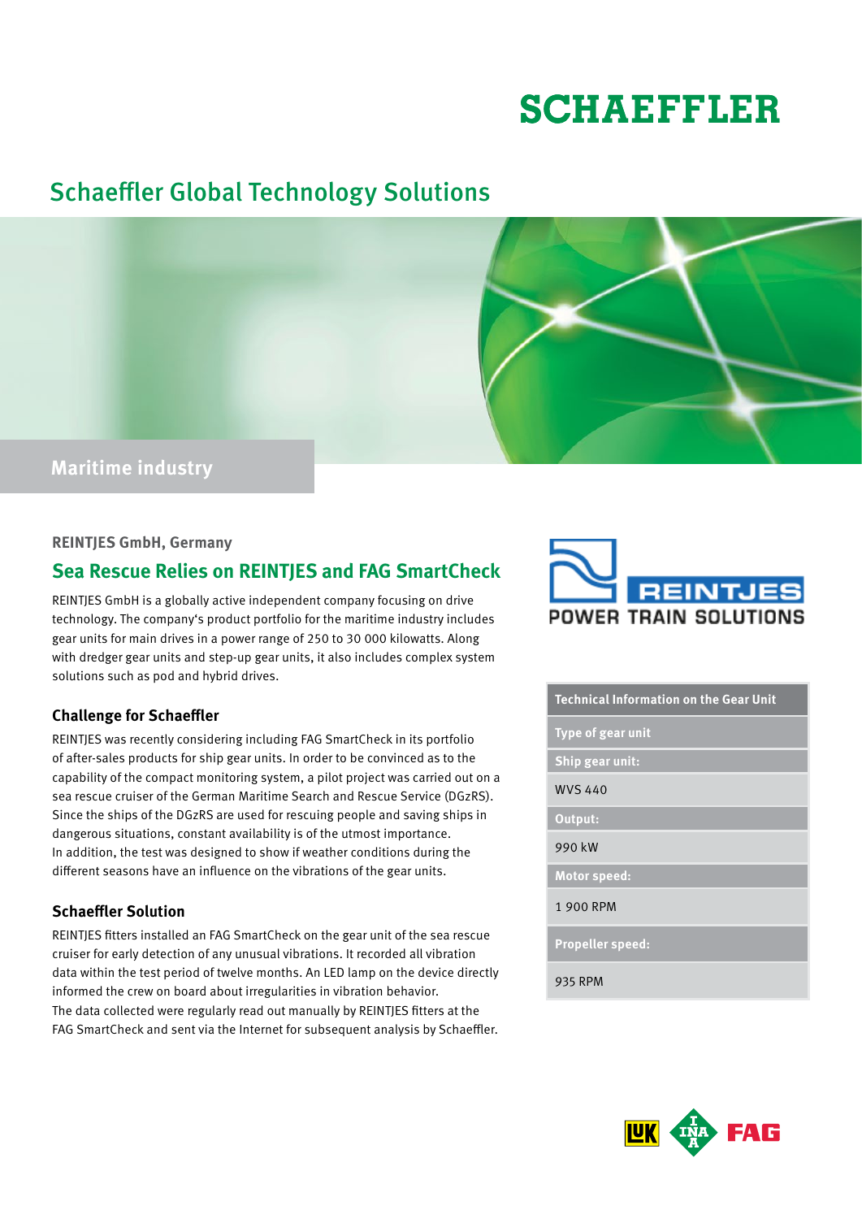# SCHAEFFLER

## Schaeffler Global Technology Solutions

Maritime industry

REINTJES GmbH, Germany

## Sea Rescue Relies on REINTJES and FAG SmartCheck

REINTJES GmbH is a globally active independent company focusing on drive technology. The company's product portfolio for the maritime industry includes gear units for main drives in a power range of 250 to 30 000 kilowatts. Along with dredger gear units and step-up gear units, it also includes complex system solutions such as pod and hybrid drives.

### Challenge for Schaeffler

REINTJES was recently considering including FAG SmartCheck in its portfolio of after-sales products for ship gear units. In order to be convinced as to the capability of the compact monitoring system, a pilot project was carried out on a sea rescue cruiser of the German Maritime Search and Rescue Service (DGzRS). Since the ships of the DGzRS are used for rescuing people and saving ships in dangerous situations, constant availability is of the utmost importance. In addition, the test was designed to show if weather conditions during the different seasons have an influence on the vibrations of the gear units.

### Schaeffler Solution

REINTJES fitters installed an FAG SmartCheck on the gear unit of the sea rescue cruiser for early detection of any unusual vibrations. It recorded all vibration data within the test period of twelve months. An LED lamp on the device directly informed the crew on board about irregularities in vibration behavior. The data collected were regularly read out manually by REINTJES fitters at the FAG SmartCheck and sent via the Internet for subsequent analysis by Schaeffler.

REINTJES POWER TRAIN SOLUTIONS

| Technical Information on the Gear Unit |
|---|
| **Type of gear unit** |
| **Ship gear unit:** |
| WVS 440 |
| **Output:** |
| 990 kW |
| **Motor speed:** |
| 1 900 RPM |
| **Propeller speed:** |
| 935 RPM |

LUK INA FAG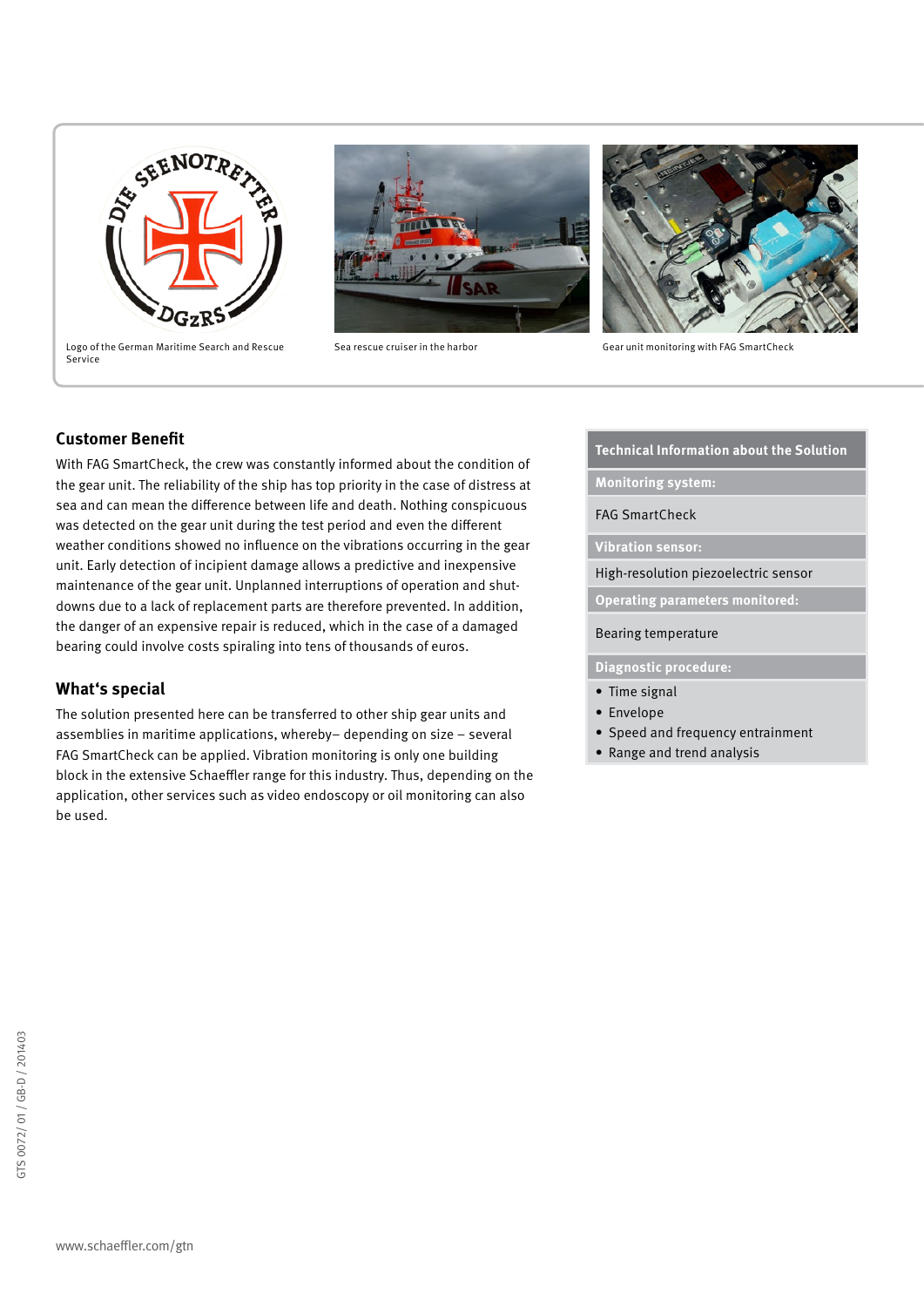Logo of the German Maritime Search and Rescue Service

Sea rescue cruiser in the harbor

Gear unit monitoring with FAG SmartCheck

## Customer Benefit

With FAG SmartCheck, the crew was constantly informed about the condition of the gear unit. The reliability of the ship has top priority in the case of distress at sea and can mean the difference between life and death. Nothing conspicuous was detected on the gear unit during the test period and even the different weather conditions showed no influence on the vibrations occurring in the gear unit. Early detection of incipient damage allows a predictive and inexpensive maintenance of the gear unit. Unplanned interruptions of operation and shut-downs due to a lack of replacement parts are therefore prevented. In addition, the danger of an expensive repair is reduced, which in the case of a damaged bearing could involve costs spiraling into tens of thousands of euros.

## What's special

The solution presented here can be transferred to other ship gear units and assemblies in maritime applications, whereby– depending on size – several FAG SmartCheck can be applied. Vibration monitoring is only one building block in the extensive Schaeffler range for this industry. Thus, depending on the application, other services such as video endoscopy or oil monitoring can also be used.

### Technical Information about the Solution

**Monitoring system:**

FAG SmartCheck

**Vibration sensor:**

High-resolution piezoelectric sensor

**Operating parameters monitored:**

Bearing temperature

**Diagnostic procedure:**

- Time signal
- Envelope
- Speed and frequency entrainment
- Range and trend analysis

GTS 0072/ 01 / GB-D / 201403

www.schaeffler.com/gtn